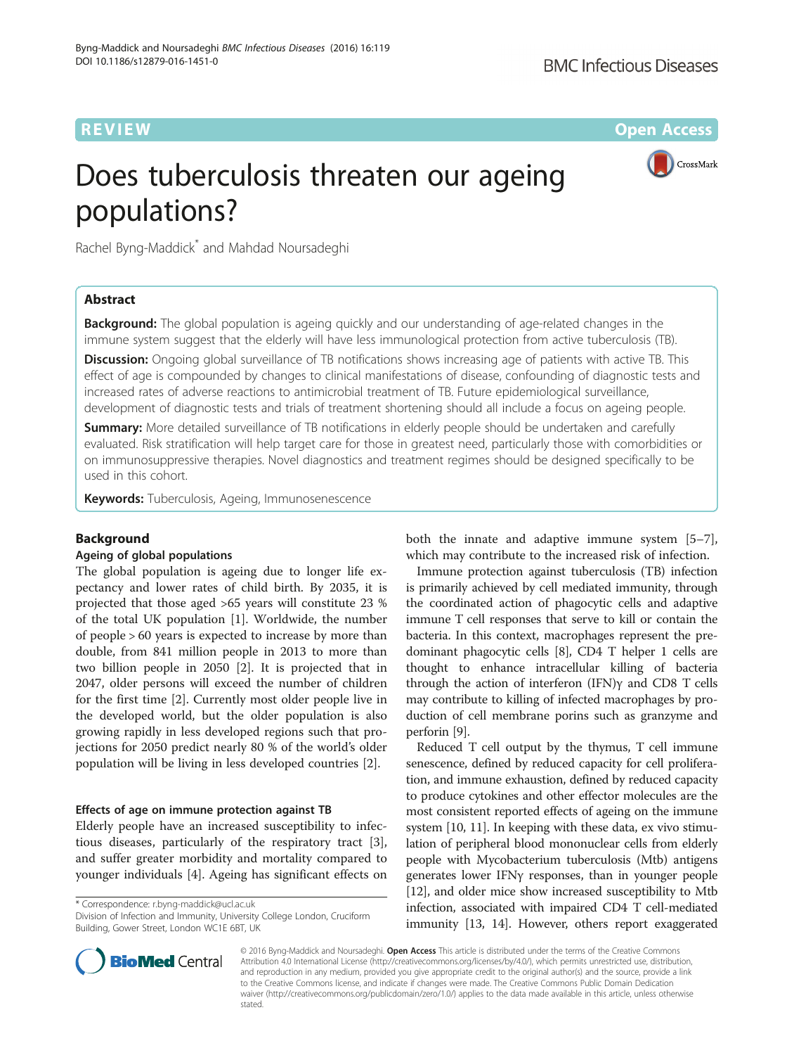REVIEW Open Access

# Does tuberculosis threaten our ageing populations?

Rachel Byng-Maddick* and Mahdad Noursadeghi

## Abstract

**Background:** The global population is ageing quickly and our understanding of age-related changes in the immune system suggest that the elderly will have less immunological protection from active tuberculosis (TB).

**Discussion:** Ongoing global surveillance of TB notifications shows increasing age of patients with active TB. This effect of age is compounded by changes to clinical manifestations of disease, confounding of diagnostic tests and increased rates of adverse reactions to antimicrobial treatment of TB. Future epidemiological surveillance, development of diagnostic tests and trials of treatment shortening should all include a focus on ageing people.

**Summary:** More detailed surveillance of TB notifications in elderly people should be undertaken and carefully evaluated. Risk stratification will help target care for those in greatest need, particularly those with comorbidities or on immunosuppressive therapies. Novel diagnostics and treatment regimes should be designed specifically to be used in this cohort.

**Keywords:** Tuberculosis, Ageing, Immunosenescence

## Background

### Ageing of global populations

The global population is ageing due to longer life expectancy and lower rates of child birth. By 2035, it is projected that those aged >65 years will constitute 23 % of the total UK population [1]. Worldwide, the number of people > 60 years is expected to increase by more than double, from 841 million people in 2013 to more than two billion people in 2050 [2]. It is projected that in 2047, older persons will exceed the number of children for the first time [2]. Currently most older people live in the developed world, but the older population is also growing rapidly in less developed regions such that projections for 2050 predict nearly 80 % of the world's older population will be living in less developed countries [2].

### Effects of age on immune protection against TB

Elderly people have an increased susceptibility to infectious diseases, particularly of the respiratory tract [3], and suffer greater morbidity and mortality compared to younger individuals [4]. Ageing has significant effects on both the innate and adaptive immune system [5–7], which may contribute to the increased risk of infection.

Immune protection against tuberculosis (TB) infection is primarily achieved by cell mediated immunity, through the coordinated action of phagocytic cells and adaptive immune T cell responses that serve to kill or contain the bacteria. In this context, macrophages represent the predominant phagocytic cells [8], CD4 T helper 1 cells are thought to enhance intracellular killing of bacteria through the action of interferon (IFN)γ and CD8 T cells may contribute to killing of infected macrophages by production of cell membrane porins such as granzyme and perforin [9].

Reduced T cell output by the thymus, T cell immune senescence, defined by reduced capacity for cell proliferation, and immune exhaustion, defined by reduced capacity to produce cytokines and other effector molecules are the most consistent reported effects of ageing on the immune system [10, 11]. In keeping with these data, ex vivo stimulation of peripheral blood mononuclear cells from elderly people with Mycobacterium tuberculosis (Mtb) antigens generates lower IFNγ responses, than in younger people [12], and older mice show increased susceptibility to Mtb infection, associated with impaired CD4 T cell-mediated immunity [13, 14]. However, others report exaggerated

\* Correspondence: r.byng-maddick@ucl.ac.uk
Division of Infection and Immunity, University College London, Cruciform Building, Gower Street, London WC1E 6BT, UK

© 2016 Byng-Maddick and Noursadeghi. **Open Access** This article is distributed under the terms of the Creative Commons Attribution 4.0 International License (http://creativecommons.org/licenses/by/4.0/), which permits unrestricted use, distribution, and reproduction in any medium, provided you give appropriate credit to the original author(s) and the source, provide a link to the Creative Commons license, and indicate if changes were made. The Creative Commons Public Domain Dedication waiver (http://creativecommons.org/publicdomain/zero/1.0/) applies to the data made available in this article, unless otherwise stated.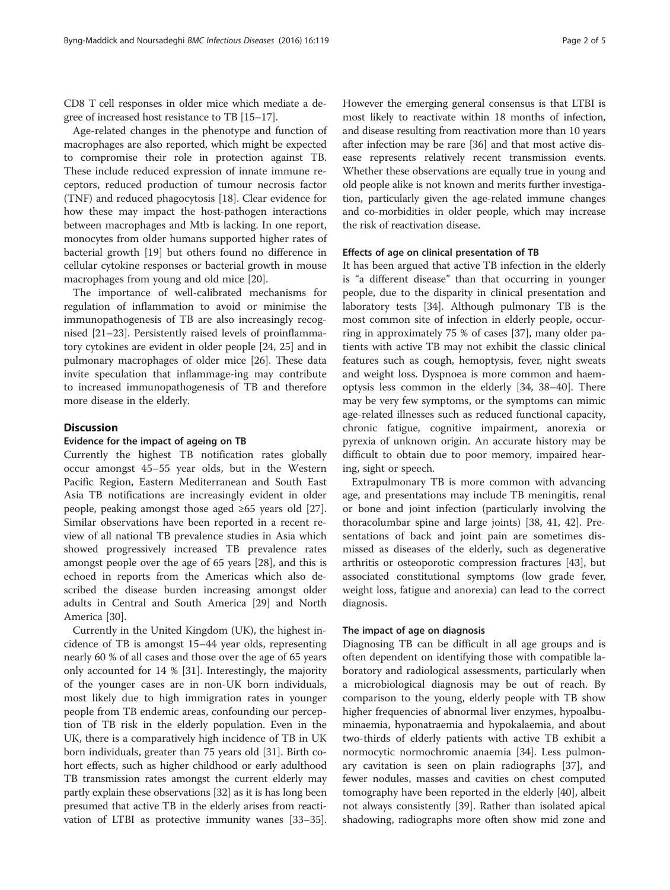CD8 T cell responses in older mice which mediate a degree of increased host resistance to TB [15–17].

Age-related changes in the phenotype and function of macrophages are also reported, which might be expected to compromise their role in protection against TB. These include reduced expression of innate immune receptors, reduced production of tumour necrosis factor (TNF) and reduced phagocytosis [18]. Clear evidence for how these may impact the host-pathogen interactions between macrophages and Mtb is lacking. In one report, monocytes from older humans supported higher rates of bacterial growth [19] but others found no difference in cellular cytokine responses or bacterial growth in mouse macrophages from young and old mice [20].

The importance of well-calibrated mechanisms for regulation of inflammation to avoid or minimise the immunopathogenesis of TB are also increasingly recognised [21–23]. Persistently raised levels of proinflammatory cytokines are evident in older people [24, 25] and in pulmonary macrophages of older mice [26]. These data invite speculation that inflammage-ing may contribute to increased immunopathogenesis of TB and therefore more disease in the elderly.

## Discussion

### Evidence for the impact of ageing on TB

Currently the highest TB notification rates globally occur amongst 45–55 year olds, but in the Western Pacific Region, Eastern Mediterranean and South East Asia TB notifications are increasingly evident in older people, peaking amongst those aged ≥65 years old [27]. Similar observations have been reported in a recent review of all national TB prevalence studies in Asia which showed progressively increased TB prevalence rates amongst people over the age of 65 years [28], and this is echoed in reports from the Americas which also described the disease burden increasing amongst older adults in Central and South America [29] and North America [30].

Currently in the United Kingdom (UK), the highest incidence of TB is amongst 15–44 year olds, representing nearly 60 % of all cases and those over the age of 65 years only accounted for 14 % [31]. Interestingly, the majority of the younger cases are in non-UK born individuals, most likely due to high immigration rates in younger people from TB endemic areas, confounding our perception of TB risk in the elderly population. Even in the UK, there is a comparatively high incidence of TB in UK born individuals, greater than 75 years old [31]. Birth cohort effects, such as higher childhood or early adulthood TB transmission rates amongst the current elderly may partly explain these observations [32] as it is has long been presumed that active TB in the elderly arises from reactivation of LTBI as protective immunity wanes [33–35]. However the emerging general consensus is that LTBI is most likely to reactivate within 18 months of infection, and disease resulting from reactivation more than 10 years after infection may be rare [36] and that most active disease represents relatively recent transmission events. Whether these observations are equally true in young and old people alike is not known and merits further investigation, particularly given the age-related immune changes and co-morbidities in older people, which may increase the risk of reactivation disease.

### Effects of age on clinical presentation of TB

It has been argued that active TB infection in the elderly is "a different disease" than that occurring in younger people, due to the disparity in clinical presentation and laboratory tests [34]. Although pulmonary TB is the most common site of infection in elderly people, occurring in approximately 75 % of cases [37], many older patients with active TB may not exhibit the classic clinical features such as cough, hemoptysis, fever, night sweats and weight loss. Dyspnoea is more common and haemoptysis less common in the elderly [34, 38–40]. There may be very few symptoms, or the symptoms can mimic age-related illnesses such as reduced functional capacity, chronic fatigue, cognitive impairment, anorexia or pyrexia of unknown origin. An accurate history may be difficult to obtain due to poor memory, impaired hearing, sight or speech.

Extrapulmonary TB is more common with advancing age, and presentations may include TB meningitis, renal or bone and joint infection (particularly involving the thoracolumbar spine and large joints) [38, 41, 42]. Presentations of back and joint pain are sometimes dismissed as diseases of the elderly, such as degenerative arthritis or osteoporotic compression fractures [43], but associated constitutional symptoms (low grade fever, weight loss, fatigue and anorexia) can lead to the correct diagnosis.

### The impact of age on diagnosis

Diagnosing TB can be difficult in all age groups and is often dependent on identifying those with compatible laboratory and radiological assessments, particularly when a microbiological diagnosis may be out of reach. By comparison to the young, elderly people with TB show higher frequencies of abnormal liver enzymes, hypoalbuminaemia, hyponatraemia and hypokalaemia, and about two-thirds of elderly patients with active TB exhibit a normocytic normochromic anaemia [34]. Less pulmonary cavitation is seen on plain radiographs [37], and fewer nodules, masses and cavities on chest computed tomography have been reported in the elderly [40], albeit not always consistently [39]. Rather than isolated apical shadowing, radiographs more often show mid zone and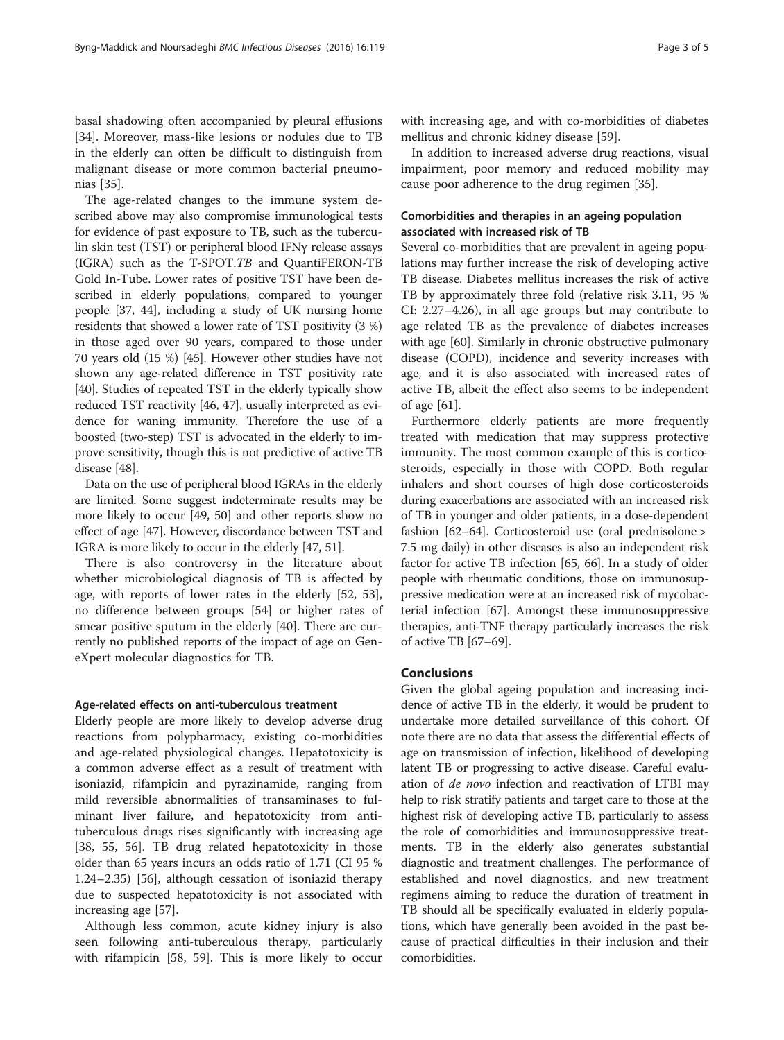basal shadowing often accompanied by pleural effusions [34]. Moreover, mass-like lesions or nodules due to TB in the elderly can often be difficult to distinguish from malignant disease or more common bacterial pneumonias [35].

The age-related changes to the immune system described above may also compromise immunological tests for evidence of past exposure to TB, such as the tuberculin skin test (TST) or peripheral blood IFNγ release assays (IGRA) such as the T-SPOT.*TB* and QuantiFERON-TB Gold In-Tube. Lower rates of positive TST have been described in elderly populations, compared to younger people [37, 44], including a study of UK nursing home residents that showed a lower rate of TST positivity (3 %) in those aged over 90 years, compared to those under 70 years old (15 %) [45]. However other studies have not shown any age-related difference in TST positivity rate [40]. Studies of repeated TST in the elderly typically show reduced TST reactivity [46, 47], usually interpreted as evidence for waning immunity. Therefore the use of a boosted (two-step) TST is advocated in the elderly to improve sensitivity, though this is not predictive of active TB disease [48].

Data on the use of peripheral blood IGRAs in the elderly are limited. Some suggest indeterminate results may be more likely to occur [49, 50] and other reports show no effect of age [47]. However, discordance between TST and IGRA is more likely to occur in the elderly [47, 51].

There is also controversy in the literature about whether microbiological diagnosis of TB is affected by age, with reports of lower rates in the elderly [52, 53], no difference between groups [54] or higher rates of smear positive sputum in the elderly [40]. There are currently no published reports of the impact of age on GeneXpert molecular diagnostics for TB.

### Age-related effects on anti-tuberculous treatment

Elderly people are more likely to develop adverse drug reactions from polypharmacy, existing co-morbidities and age-related physiological changes. Hepatotoxicity is a common adverse effect as a result of treatment with isoniazid, rifampicin and pyrazinamide, ranging from mild reversible abnormalities of transaminases to fulminant liver failure, and hepatotoxicity from anti-tuberculous drugs rises significantly with increasing age [38, 55, 56]. TB drug related hepatotoxicity in those older than 65 years incurs an odds ratio of 1.71 (CI 95 % 1.24–2.35) [56], although cessation of isoniazid therapy due to suspected hepatotoxicity is not associated with increasing age [57].

Although less common, acute kidney injury is also seen following anti-tuberculous therapy, particularly with rifampicin [58, 59]. This is more likely to occur with increasing age, and with co-morbidities of diabetes mellitus and chronic kidney disease [59].

In addition to increased adverse drug reactions, visual impairment, poor memory and reduced mobility may cause poor adherence to the drug regimen [35].

### Comorbidities and therapies in an ageing population associated with increased risk of TB

Several co-morbidities that are prevalent in ageing populations may further increase the risk of developing active TB disease. Diabetes mellitus increases the risk of active TB by approximately three fold (relative risk 3.11, 95 % CI: 2.27–4.26), in all age groups but may contribute to age related TB as the prevalence of diabetes increases with age [60]. Similarly in chronic obstructive pulmonary disease (COPD), incidence and severity increases with age, and it is also associated with increased rates of active TB, albeit the effect also seems to be independent of age [61].

Furthermore elderly patients are more frequently treated with medication that may suppress protective immunity. The most common example of this is corticosteroids, especially in those with COPD. Both regular inhalers and short courses of high dose corticosteroids during exacerbations are associated with an increased risk of TB in younger and older patients, in a dose-dependent fashion [62–64]. Corticosteroid use (oral prednisolone > 7.5 mg daily) in other diseases is also an independent risk factor for active TB infection [65, 66]. In a study of older people with rheumatic conditions, those on immunosuppressive medication were at an increased risk of mycobacterial infection [67]. Amongst these immunosuppressive therapies, anti-TNF therapy particularly increases the risk of active TB [67–69].

## Conclusions

Given the global ageing population and increasing incidence of active TB in the elderly, it would be prudent to undertake more detailed surveillance of this cohort. Of note there are no data that assess the differential effects of age on transmission of infection, likelihood of developing latent TB or progressing to active disease. Careful evaluation of *de novo* infection and reactivation of LTBI may help to risk stratify patients and target care to those at the highest risk of developing active TB, particularly to assess the role of comorbidities and immunosuppressive treatments. TB in the elderly also generates substantial diagnostic and treatment challenges. The performance of established and novel diagnostics, and new treatment regimens aiming to reduce the duration of treatment in TB should all be specifically evaluated in elderly populations, which have generally been avoided in the past because of practical difficulties in their inclusion and their comorbidities.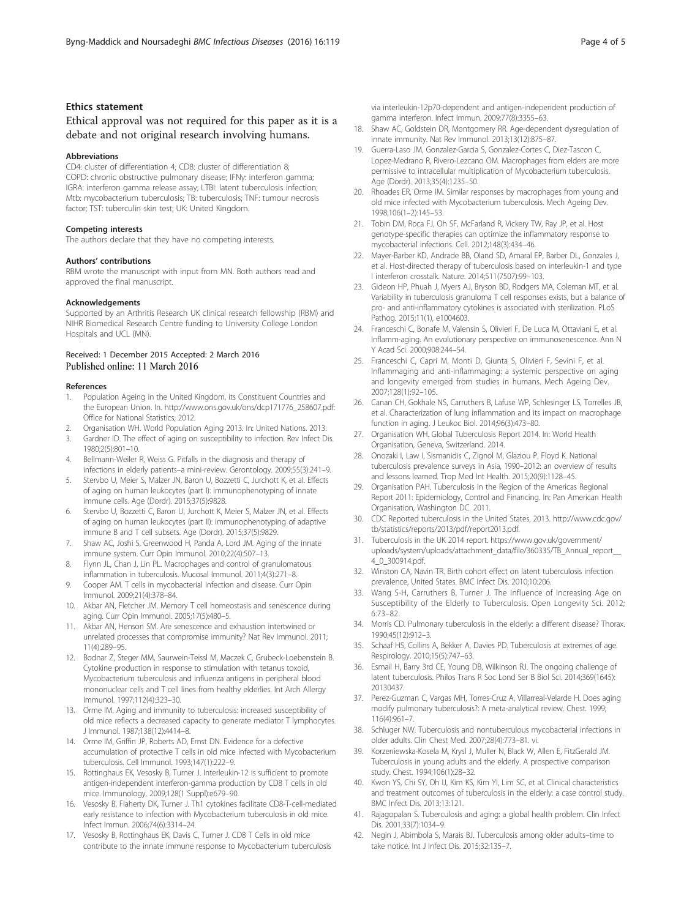## Ethics statement

Ethical approval was not required for this paper as it is a debate and not original research involving humans.

### Abbreviations

CD4: cluster of differentiation 4; CD8: cluster of differentiation 8; COPD: chronic obstructive pulmonary disease; IFNγ: interferon gamma; IGRA: interferon gamma release assay; LTBI: latent tuberculosis infection; Mtb: mycobacterium tuberculosis; TB: tuberculosis; TNF: tumour necrosis factor; TST: tuberculin skin test; UK: United Kingdom.

### Competing interests

The authors declare that they have no competing interests.

### Authors' contributions

RBM wrote the manuscript with input from MN. Both authors read and approved the final manuscript.

### Acknowledgements

Supported by an Arthritis Research UK clinical research fellowship (RBM) and NIHR Biomedical Research Centre funding to University College London Hospitals and UCL (MN).

Received: 1 December 2015 Accepted: 2 March 2016
Published online: 11 March 2016

### References

1. Population Ageing in the United Kingdom, its Constituent Countries and the European Union. In. http://www.ons.gov.uk/ons/dcp171776_258607.pdf: Office for National Statistics; 2012.
2. Organisation WH. World Population Aging 2013. In: United Nations. 2013.
3. Gardner ID. The effect of aging on susceptibility to infection. Rev Infect Dis. 1980;2(5):801–10.
4. Bellmann-Weiler R, Weiss G. Pitfalls in the diagnosis and therapy of infections in elderly patients–a mini-review. Gerontology. 2009;55(3):241–9.
5. Stervbo U, Meier S, Malzer JN, Baron U, Bozzetti C, Jurchott K, et al. Effects of aging on human leukocytes (part I): immunophenotyping of innate immune cells. Age (Dordr). 2015;37(5):9828.
6. Stervbo U, Bozzetti C, Baron U, Jurchott K, Meier S, Malzer JN, et al. Effects of aging on human leukocytes (part II): immunophenotyping of adaptive immune B and T cell subsets. Age (Dordr). 2015;37(5):9829.
7. Shaw AC, Joshi S, Greenwood H, Panda A, Lord JM. Aging of the innate immune system. Curr Opin Immunol. 2010;22(4):507–13.
8. Flynn JL, Chan J, Lin PL. Macrophages and control of granulomatous inflammation in tuberculosis. Mucosal Immunol. 2011;4(3):271–8.
9. Cooper AM. T cells in mycobacterial infection and disease. Curr Opin Immunol. 2009;21(4):378–84.
10. Akbar AN, Fletcher JM. Memory T cell homeostasis and senescence during aging. Curr Opin Immunol. 2005;17(5):480–5.
11. Akbar AN, Henson SM. Are senescence and exhaustion intertwined or unrelated processes that compromise immunity? Nat Rev Immunol. 2011; 11(4):289–95.
12. Bodnar Z, Steger MM, Saurwein-Teissl M, Maczek C, Grubeck-Loebenstein B. Cytokine production in response to stimulation with tetanus toxoid, Mycobacterium tuberculosis and influenza antigens in peripheral blood mononuclear cells and T cell lines from healthy elderlies. Int Arch Allergy Immunol. 1997;112(4):323–30.
13. Orme IM. Aging and immunity to tuberculosis: increased susceptibility of old mice reflects a decreased capacity to generate mediator T lymphocytes. J Immunol. 1987;138(12):4414–8.
14. Orme IM, Griffin JP, Roberts AD, Ernst DN. Evidence for a defective accumulation of protective T cells in old mice infected with Mycobacterium tuberculosis. Cell Immunol. 1993;147(1):222–9.
15. Rottinghaus EK, Vesosky B, Turner J. Interleukin-12 is sufficient to promote antigen-independent interferon-gamma production by CD8 T cells in old mice. Immunology. 2009;128(1 Suppl):e679–90.
16. Vesosky B, Flaherty DK, Turner J. Th1 cytokines facilitate CD8-T-cell-mediated early resistance to infection with Mycobacterium tuberculosis in old mice. Infect Immun. 2006;74(6):3314–24.
17. Vesosky B, Rottinghaus EK, Davis C, Turner J. CD8 T Cells in old mice contribute to the innate immune response to Mycobacterium tuberculosis via interleukin-12p70-dependent and antigen-independent production of gamma interferon. Infect Immun. 2009;77(8):3355–63.
18. Shaw AC, Goldstein DR, Montgomery RR. Age-dependent dysregulation of innate immunity. Nat Rev Immunol. 2013;13(12):875–87.
19. Guerra-Laso JM, Gonzalez-Garcia S, Gonzalez-Cortes C, Diez-Tascon C, Lopez-Medrano R, Rivero-Lezcano OM. Macrophages from elders are more permissive to intracellular multiplication of Mycobacterium tuberculosis. Age (Dordr). 2013;35(4):1235–50.
20. Rhoades ER, Orme IM. Similar responses by macrophages from young and old mice infected with Mycobacterium tuberculosis. Mech Ageing Dev. 1998;106(1–2):145–53.
21. Tobin DM, Roca FJ, Oh SF, McFarland R, Vickery TW, Ray JP, et al. Host genotype-specific therapies can optimize the inflammatory response to mycobacterial infections. Cell. 2012;148(3):434–46.
22. Mayer-Barber KD, Andrade BB, Oland SD, Amaral EP, Barber DL, Gonzales J, et al. Host-directed therapy of tuberculosis based on interleukin-1 and type I interferon crosstalk. Nature. 2014;511(7507):99–103.
23. Gideon HP, Phuah J, Myers AJ, Bryson BD, Rodgers MA, Coleman MT, et al. Variability in tuberculosis granuloma T cell responses exists, but a balance of pro- and anti-inflammatory cytokines is associated with sterilization. PLoS Pathog. 2015;11(1), e1004603.
24. Franceschi C, Bonafe M, Valensin S, Olivieri F, De Luca M, Ottaviani E, et al. Inflamm-aging. An evolutionary perspective on immunosenescence. Ann N Y Acad Sci. 2000;908:244–54.
25. Franceschi C, Capri M, Monti D, Giunta S, Olivieri F, Sevini F, et al. Inflammaging and anti-inflammaging: a systemic perspective on aging and longevity emerged from studies in humans. Mech Ageing Dev. 2007;128(1):92–105.
26. Canan CH, Gokhale NS, Carruthers B, Lafuse WP, Schlesinger LS, Torrelles JB, et al. Characterization of lung inflammation and its impact on macrophage function in aging. J Leukoc Biol. 2014;96(3):473–80.
27. Organisation WH. Global Tuberculosis Report 2014. In: World Health Organisation, Geneva, Switzerland. 2014.
28. Onozaki I, Law I, Sismanidis C, Zignol M, Glaziou P, Floyd K. National tuberculosis prevalence surveys in Asia, 1990–2012: an overview of results and lessons learned. Trop Med Int Health. 2015;20(9):1128–45.
29. Organisation PAH. Tuberculosis in the Region of the Americas Regional Report 2011: Epidemiology, Control and Financing. In: Pan American Health Organisation, Washington DC. 2011.
30. CDC Reported tuberculosis in the United States, 2013. http://www.cdc.gov/tb/statistics/reports/2013/pdf/report2013.pdf.
31. Tuberculosis in the UK 2014 report. https://www.gov.uk/government/uploads/system/uploads/attachment_data/file/360335/TB_Annual_report__4_0_300914.pdf.
32. Winston CA, Navin TR. Birth cohort effect on latent tuberculosis infection prevalence, United States. BMC Infect Dis. 2010;10:206.
33. Wang S-H, Carruthers B, Turner J. The Influence of Increasing Age on Susceptibility of the Elderly to Tuberculosis. Open Longevity Sci. 2012; 6:73–82.
34. Morris CD. Pulmonary tuberculosis in the elderly: a different disease? Thorax. 1990;45(12):912–3.
35. Schaaf HS, Collins A, Bekker A, Davies PD. Tuberculosis at extremes of age. Respirology. 2010;15(5):747–63.
36. Esmail H, Barry 3rd CE, Young DB, Wilkinson RJ. The ongoing challenge of latent tuberculosis. Philos Trans R Soc Lond Ser B Biol Sci. 2014;369(1645): 20130437.
37. Perez-Guzman C, Vargas MH, Torres-Cruz A, Villarreal-Velarde H. Does aging modify pulmonary tuberculosis?: A meta-analytical review. Chest. 1999; 116(4):961–7.
38. Schluger NW. Tuberculosis and nontuberculous mycobacterial infections in older adults. Clin Chest Med. 2007;28(4):773–81. vi.
39. Korzeniewska-Kosela M, Krysl J, Muller N, Black W, Allen E, FitzGerald JM. Tuberculosis in young adults and the elderly. A prospective comparison study. Chest. 1994;106(1):28–32.
40. Kwon YS, Chi SY, Oh IJ, Kim KS, Kim YI, Lim SC, et al. Clinical characteristics and treatment outcomes of tuberculosis in the elderly: a case control study. BMC Infect Dis. 2013;13:121.
41. Rajagopalan S. Tuberculosis and aging: a global health problem. Clin Infect Dis. 2001;33(7):1034–9.
42. Negin J, Abimbola S, Marais BJ. Tuberculosis among older adults–time to take notice. Int J Infect Dis. 2015;32:135–7.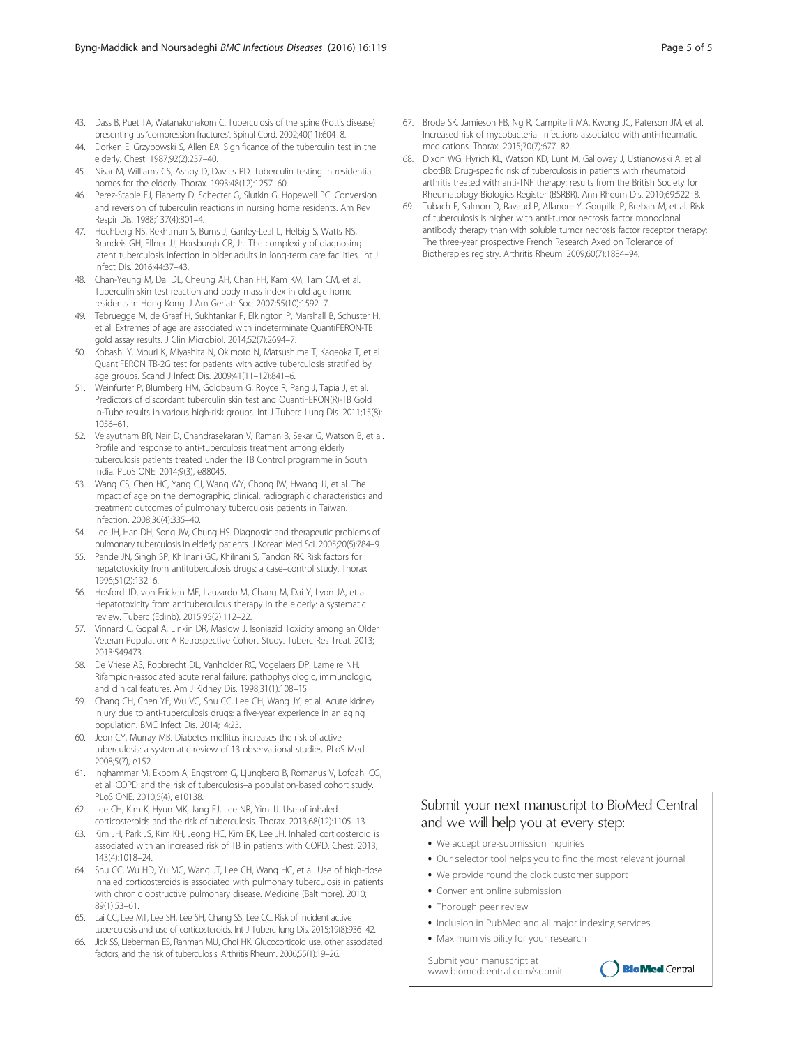43. Dass B, Puet TA, Watanakunakorn C. Tuberculosis of the spine (Pott's disease) presenting as 'compression fractures'. Spinal Cord. 2002;40(11):604–8.
44. Dorken E, Grzybowski S, Allen EA. Significance of the tuberculin test in the elderly. Chest. 1987;92(2):237–40.
45. Nisar M, Williams CS, Ashby D, Davies PD. Tuberculin testing in residential homes for the elderly. Thorax. 1993;48(12):1257–60.
46. Perez-Stable EJ, Flaherty D, Schecter G, Slutkin G, Hopewell PC. Conversion and reversion of tuberculin reactions in nursing home residents. Am Rev Respir Dis. 1988;137(4):801–4.
47. Hochberg NS, Rekhtman S, Burns J, Ganley-Leal L, Helbig S, Watts NS, Brandeis GH, Ellner JJ, Horsburgh CR, Jr.: The complexity of diagnosing latent tuberculosis infection in older adults in long-term care facilities. Int J Infect Dis. 2016;44:37–43.
48. Chan-Yeung M, Dai DL, Cheung AH, Chan FH, Kam KM, Tam CM, et al. Tuberculin skin test reaction and body mass index in old age home residents in Hong Kong. J Am Geriatr Soc. 2007;55(10):1592–7.
49. Tebruegge M, de Graaf H, Sukhtankar P, Elkington P, Marshall B, Schuster H, et al. Extremes of age are associated with indeterminate QuantiFERON-TB gold assay results. J Clin Microbiol. 2014;52(7):2694–7.
50. Kobashi Y, Mouri K, Miyashita N, Okimoto N, Matsushima T, Kageoka T, et al. QuantiFERON TB-2G test for patients with active tuberculosis stratified by age groups. Scand J Infect Dis. 2009;41(11–12):841–6.
51. Weinfurter P, Blumberg HM, Goldbaum G, Royce R, Pang J, Tapia J, et al. Predictors of discordant tuberculin skin test and QuantiFERON(R)-TB Gold In-Tube results in various high-risk groups. Int J Tuberc Lung Dis. 2011;15(8):1056–61.
52. Velayutham BR, Nair D, Chandrasekaran V, Raman B, Sekar G, Watson B, et al. Profile and response to anti-tuberculosis treatment among elderly tuberculosis patients treated under the TB Control programme in South India. PLoS ONE. 2014;9(3), e88045.
53. Wang CS, Chen HC, Yang CJ, Wang WY, Chong IW, Hwang JJ, et al. The impact of age on the demographic, clinical, radiographic characteristics and treatment outcomes of pulmonary tuberculosis patients in Taiwan. Infection. 2008;36(4):335–40.
54. Lee JH, Han DH, Song JW, Chung HS. Diagnostic and therapeutic problems of pulmonary tuberculosis in elderly patients. J Korean Med Sci. 2005;20(5):784–9.
55. Pande JN, Singh SP, Khilnani GC, Khilnani S, Tandon RK. Risk factors for hepatotoxicity from antituberculosis drugs: a case–control study. Thorax. 1996;51(2):132–6.
56. Hosford JD, von Fricken ME, Lauzardo M, Chang M, Dai Y, Lyon JA, et al. Hepatotoxicity from antituberculous therapy in the elderly: a systematic review. Tuberc (Edinb). 2015;95(2):112–22.
57. Vinnard C, Gopal A, Linkin DR, Maslow J. Isoniazid Toxicity among an Older Veteran Population: A Retrospective Cohort Study. Tuberc Res Treat. 2013;2013:549473.
58. De Vriese AS, Robbrecht DL, Vanholder RC, Vogelaers DP, Lameire NH. Rifampicin-associated acute renal failure: pathophysiologic, immunologic, and clinical features. Am J Kidney Dis. 1998;31(1):108–15.
59. Chang CH, Chen YF, Wu VC, Shu CC, Lee CH, Wang JY, et al. Acute kidney injury due to anti-tuberculosis drugs: a five-year experience in an aging population. BMC Infect Dis. 2014;14:23.
60. Jeon CY, Murray MB. Diabetes mellitus increases the risk of active tuberculosis: a systematic review of 13 observational studies. PLoS Med. 2008;5(7), e152.
61. Inghammar M, Ekbom A, Engstrom G, Ljungberg B, Romanus V, Lofdahl CG, et al. COPD and the risk of tuberculosis–a population-based cohort study. PLoS ONE. 2010;5(4), e10138.
62. Lee CH, Kim K, Hyun MK, Jang EJ, Lee NR, Yim JJ. Use of inhaled corticosteroids and the risk of tuberculosis. Thorax. 2013;68(12):1105–13.
63. Kim JH, Park JS, Kim KH, Jeong HC, Kim EK, Lee JH. Inhaled corticosteroid is associated with an increased risk of TB in patients with COPD. Chest. 2013;143(4):1018–24.
64. Shu CC, Wu HD, Yu MC, Wang JT, Lee CH, Wang HC, et al. Use of high-dose inhaled corticosteroids is associated with pulmonary tuberculosis in patients with chronic obstructive pulmonary disease. Medicine (Baltimore). 2010;89(1):53–61.
65. Lai CC, Lee MT, Lee SH, Lee SH, Chang SS, Lee CC. Risk of incident active tuberculosis and use of corticosteroids. Int J Tuberc lung Dis. 2015;19(8):936–42.
66. Jick SS, Lieberman ES, Rahman MU, Choi HK. Glucocorticoid use, other associated factors, and the risk of tuberculosis. Arthritis Rheum. 2006;55(1):19–26.
67. Brode SK, Jamieson FB, Ng R, Campitelli MA, Kwong JC, Paterson JM, et al. Increased risk of mycobacterial infections associated with anti-rheumatic medications. Thorax. 2015;70(7):677–82.
68. Dixon WG, Hyrich KL, Watson KD, Lunt M, Galloway J, Ustianowski A, et al. obotBB: Drug-specific risk of tuberculosis in patients with rheumatoid arthritis treated with anti-TNF therapy: results from the British Society for Rheumatology Biologics Register (BSRBR). Ann Rheum Dis. 2010;69:522–8.
69. Tubach F, Salmon D, Ravaud P, Allanore Y, Goupille P, Breban M, et al. Risk of tuberculosis is higher with anti-tumor necrosis factor monoclonal antibody therapy than with soluble tumor necrosis factor receptor therapy: The three-year prospective French Research Axed on Tolerance of Biotherapies registry. Arthritis Rheum. 2009;60(7):1884–94.

Submit your next manuscript to BioMed Central and we will help you at every step:

- We accept pre-submission inquiries
- Our selector tool helps you to find the most relevant journal
- We provide round the clock customer support
- Convenient online submission
- Thorough peer review
- Inclusion in PubMed and all major indexing services
- Maximum visibility for your research

Submit your manuscript at
www.biomedcentral.com/submit

BioMed Central